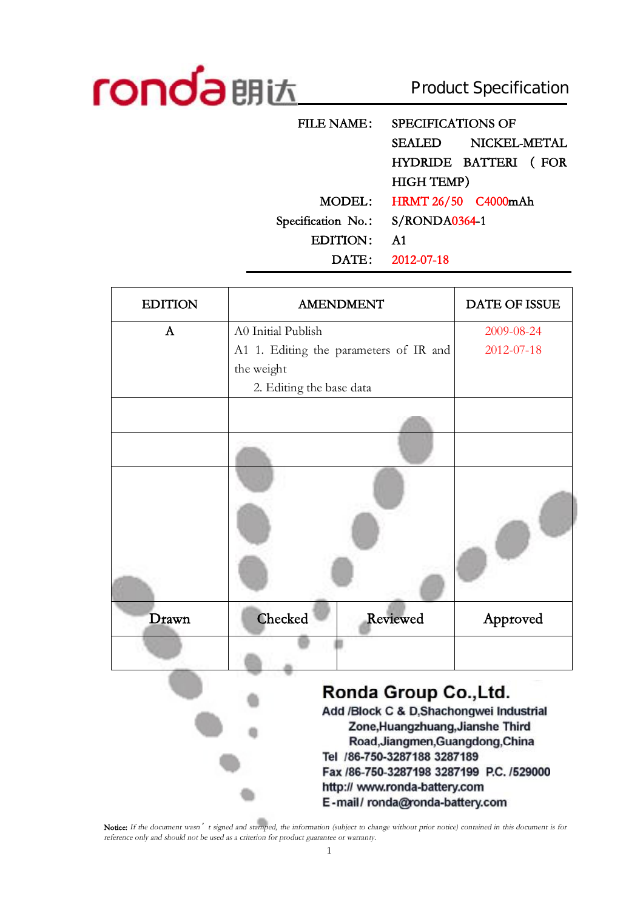ronda 朗达 **Product Specification**

| | |
|---|---|
| FILE NAME: | SPECIFICATIONS OF SEALED NICKEL-METAL HYDRIDE BATTERI (FOR HIGH TEMP) |
| MODEL: | HRMT 26/50 C4000mAh |
| Specification No.: | S/RONDA0364-1 |
| EDITION: | A1 |
| DATE: | 2012-07-18 |

| EDITION | AMENDMENT | DATE OF ISSUE |
|---|---|---|
| A | A0 Initial Publish<br>A1 1. Editing the parameters of IR and the weight<br>2. Editing the base data | 2009-08-24<br>2012-07-18 |
| | | |
| | | |
| | | |

| Drawn | Checked | Reviewed | Approved |
|---|---|---|---|
| | | | |

## Ronda Group Co.,Ltd.

**Add /Block C & D,Shachongwei Industrial Zone,Huangzhuang,Jianshe Third Road,Jiangmen,Guangdong,China**
**Tel /86-750-3287188 3287189**
**Fax /86-750-3287198 3287199 P.C. /529000**
**http:// www.ronda-battery.com**
**E-mail/ ronda@ronda-battery.com**

Notice: *If the document wasn't signed and stamped, the information (subject to change without prior notice) contained in this document is for reference only and should not be used as a criterion for product guarantee or warranty.*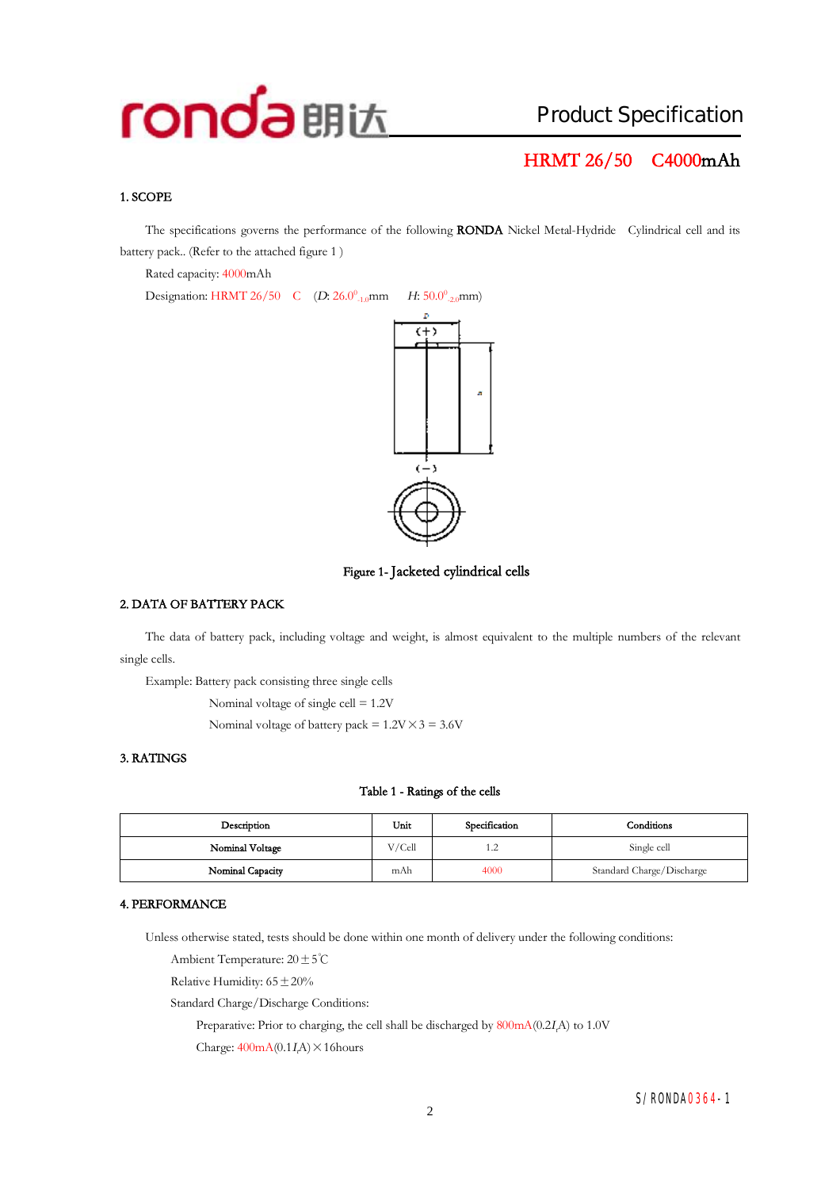# Product Specification

## HRMT 26/50 C4000mAh

### 1. SCOPE

The specifications governs the performance of the following **RONDA** Nickel Metal-Hydride Cylindrical cell and its battery pack.. (Refer to the attached figure 1 )

Rated capacity: 4000mAh

Designation: HRMT 26/50 C ($D$: $26.0^{0}_{-1.0}$mm $H$: $50.0^{0}_{-2.0}$mm)

Figure 1- Jacketed cylindrical cells

### 2. DATA OF BATTERY PACK

The data of battery pack, including voltage and weight, is almost equivalent to the multiple numbers of the relevant single cells.

Example: Battery pack consisting three single cells

Nominal voltage of single cell = 1.2V

Nominal voltage of battery pack = 1.2V×3 = 3.6V

### 3. RATINGS

Table 1 - Ratings of the cells

| Description | Unit | Specification | Conditions |
|---|---|---|---|
| Nominal Voltage | V/Cell | 1.2 | Single cell |
| Nominal Capacity | mAh | 4000 | Standard Charge/Discharge |

### 4. PERFORMANCE

Unless otherwise stated, tests should be done within one month of delivery under the following conditions:

Ambient Temperature: 20±5℃

Relative Humidity: 65±20%

Standard Charge/Discharge Conditions:

Preparative: Prior to charging, the cell shall be discharged by 800mA(0.2$I_t$A) to 1.0V

Charge: 400mA(0.1$I_t$A)×16hours

S/RONDA0364-1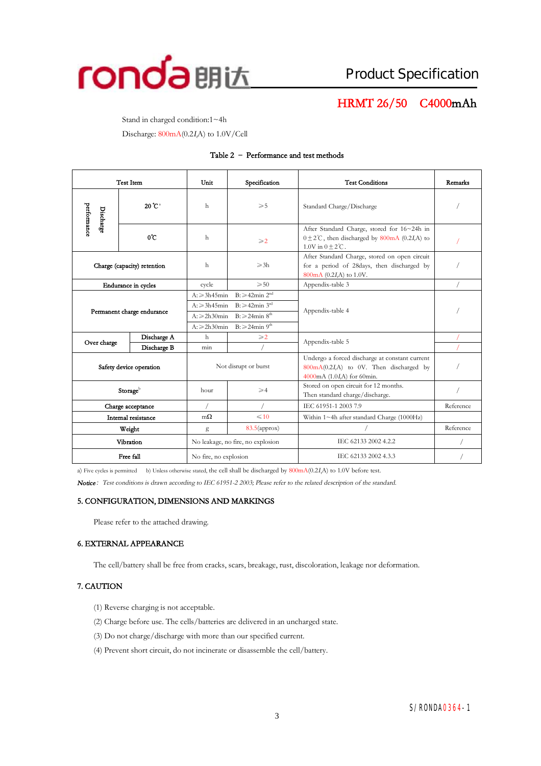Stand in charged condition:1~4h

Discharge: 800mA(0.2$I_t$A) to 1.0V/Cell

Table 2 – Performance and test methods

| Test Item | | Unit | Specification | Test Conditions | Remarks |
|---|---|---|---|---|---|
| Discharge performance | 20℃[a] | h | ≥5 | Standard Charge/Discharge | / |
| | 0℃ | h | ≥2 | After Standard Charge, stored for 16~24h in 0±2℃, then discharged by 800mA (0.2$I_t$A) to 1.0V in 0±2℃. | / |
| Charge (capacity) retention | | h | ≥3h | After Standard Charge, stored on open circuit for a period of 28days, then discharged by 800mA (0.2$I_t$A) to 1.0V. | / |
| Endurance in cycles | | cycle | ≥50 | Appendix-table 3 | / |
| Permanent charge endurance | | A:≥3h45min | B:≥42min 2nd | Appendix-table 4 | / |
| | | A:≥3h45min | B:≥42min 3rd | | |
| | | A:≥2h30min | B:≥24min 8th | | |
| | | A:≥2h30min | B:≥24min 9th | | |
| Over charge | Discharge A | h | ≥2 | Appendix-table 5 | / |
| | Discharge B | min | / | | / |
| Safety device operation | | Not disrupt or burst | | Undergo a forced discharge at constant current 800mA(0.2$I_t$A) to 0V. Then discharged by 4000mA (1.0$I_t$A) for 60min. | / |
| Storage[b] | | hour | ≥4 | Stored on open circuit for 12 months. Then standard charge/discharge. | / |
| Charge acceptance | | / | / | IEC 61951-1 2003 7.9 | Reference |
| Internal resistance | | mΩ | ≤10 | Within 1~4h after standard Charge (1000Hz) | |
| Weight | | g | 83.5(approx) | / | Reference |
| Vibration | | No leakage, no fire, no explosion | | IEC 62133 2002 4.2.2 | / |
| Free fall | | No fire, no explosion | | IEC 62133 2002 4.3.3 | / |

a) Five cycles is permitted  b) Unless otherwise stated, the cell shall be discharged by 800mA(0.2$I_t$A) to 1.0V before test.

***Notice**: Test conditions is drawn according to IEC 61951-2 2003; Please refer to the related description of the standard.*

## 5. CONFIGURATION, DIMENSIONS AND MARKINGS

Please refer to the attached drawing.

## 6. EXTERNAL APPEARANCE

The cell/battery shall be free from cracks, scars, breakage, rust, discoloration, leakage nor deformation.

## 7. CAUTION

(1) Reverse charging is not acceptable.

(2) Charge before use. The cells/batteries are delivered in an uncharged state.

(3) Do not charge/discharge with more than our specified current.

(4) Prevent short circuit, do not incinerate or disassemble the cell/battery.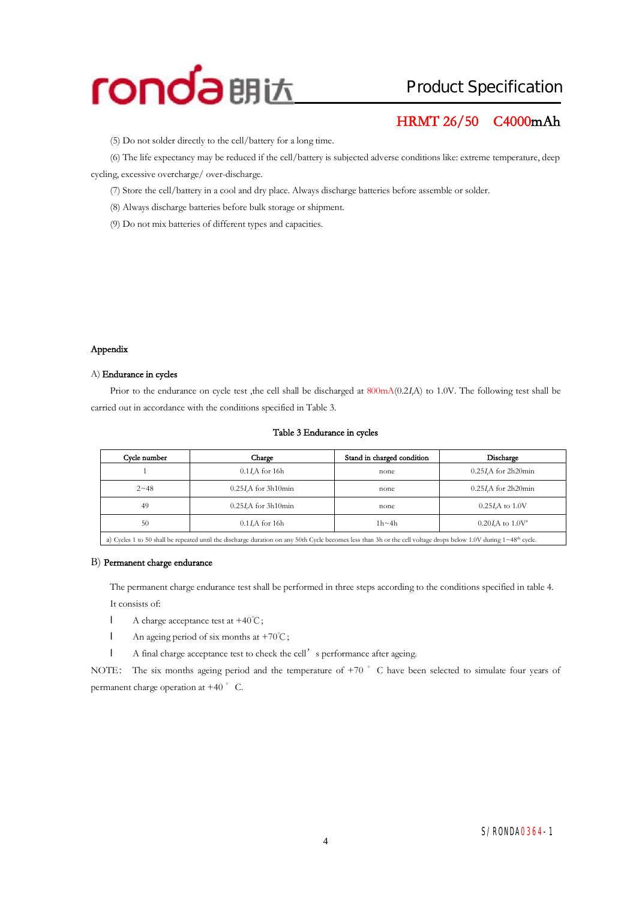(5) Do not solder directly to the cell/battery for a long time.

(6) The life expectancy may be reduced if the cell/battery is subjected adverse conditions like: extreme temperature, deep cycling, excessive overcharge/ over-discharge.

(7) Store the cell/battery in a cool and dry place. Always discharge batteries before assemble or solder.

(8) Always discharge batteries before bulk storage or shipment.

(9) Do not mix batteries of different types and capacities.

## Appendix

### A) Endurance in cycles

Prior to the endurance on cycle test ,the cell shall be discharged at 800mA(0.2$I_t$A) to 1.0V. The following test shall be carried out in accordance with the conditions specified in Table 3.

**Table 3 Endurance in cycles**

| Cycle number | Charge | Stand in charged condition | Discharge |
|---|---|---|---|
| 1 | 0.1$I_t$A for 16h | none | 0.25$I_t$A for 2h20min |
| 2~48 | 0.25$I_t$A for 3h10min | none | 0.25$I_t$A for 2h20min |
| 49 | 0.25$I_t$A for 3h10min | none | 0.25$I_t$A to 1.0V |
| 50 | 0.1$I_t$A for 16h | 1h~4h | 0.20$I_t$A to 1.0V[a] |
| a) Cycles 1 to 50 shall be repeated until the discharge duration on any 50th Cycle becomes less than 3h or the cell voltage drops below 1.0V during 1~48th cycle. | | | |

### B) Permanent charge endurance

The permanent charge endurance test shall be performed in three steps according to the conditions specified in table 4. It consists of:

- A charge acceptance test at +40℃;
- An ageing period of six months at +70℃;
- A final charge acceptance test to check the cell's performance after ageing.

NOTE: The six months ageing period and the temperature of +70 ° C have been selected to simulate four years of permanent charge operation at +40 ° C.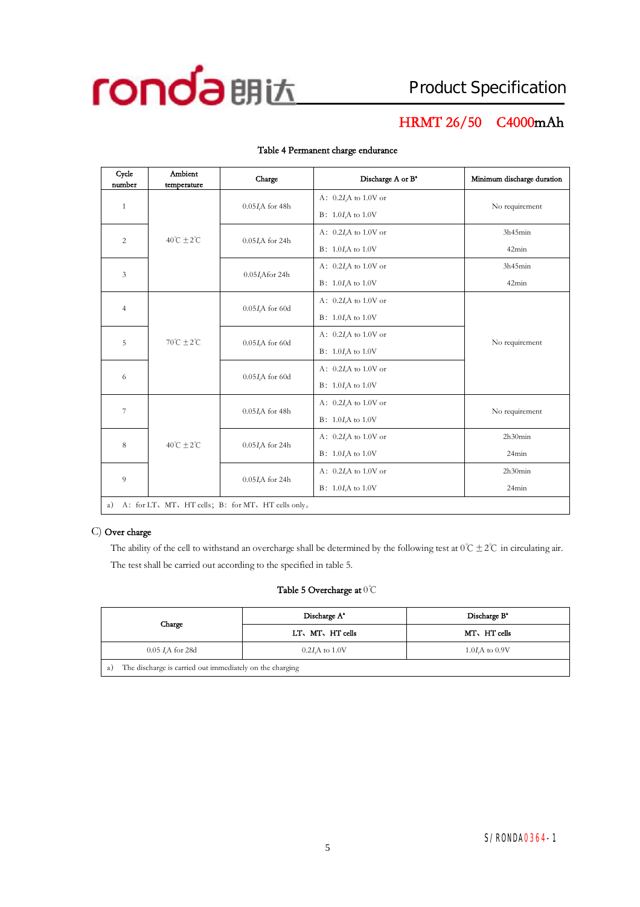Table 4 Permanent charge endurance

| Cycle number | Ambient temperature | Charge | Discharge A or B[a] | Minimum discharge duration |
|---|---|---|---|---|
| 1 | 40℃ ±2℃ | 0.05$I_t$A for 48h | A：0.2$I_t$A to 1.0V or<br>B：1.0$I_t$A to 1.0V | No requirement |
| 2 | | 0.05$I_t$A for 24h | A：0.2$I_t$A to 1.0V or<br>B：1.0$I_t$A to 1.0V | 3h45min<br>42min |
| 3 | | 0.05$I_t$Afor 24h | A：0.2$I_t$A to 1.0V or<br>B：1.0$I_t$A to 1.0V | 3h45min<br>42min |
| 4 | 70℃ ±2℃ | 0.05$I_t$A for 60d | A：0.2$I_t$A to 1.0V or<br>B：1.0$I_t$A to 1.0V | No requirement |
| 5 | | 0.05$I_t$A for 60d | A：0.2$I_t$A to 1.0V or<br>B：1.0$I_t$A to 1.0V | |
| 6 | | 0.05$I_t$A for 60d | A：0.2$I_t$A to 1.0V or<br>B：1.0$I_t$A to 1.0V | |
| 7 | 40℃ ±2℃ | 0.05$I_t$A for 48h | A：0.2$I_t$A to 1.0V or<br>B：1.0$I_t$A to 1.0V | No requirement |
| 8 | | 0.05$I_t$A for 24h | A：0.2$I_t$A to 1.0V or<br>B：1.0$I_t$A to 1.0V | 2h30min<br>24min |
| 9 | | 0.05$I_t$A for 24h | A：0.2$I_t$A to 1.0V or<br>B：1.0$I_t$A to 1.0V | 2h30min<br>24min |

a) A：for LT、MT、HT cells；B：for MT、HT cells only。

C) **Over charge**

The ability of the cell to withstand an overcharge shall be determined by the following test at 0℃ ±2℃ in circulating air. The test shall be carried out according to the specified in table 5.

Table 5 Overcharge at 0℃

| Charge | Discharge A[a] | Discharge B[a] |
|---|---|---|
| | LT、MT、HT cells | MT、HT cells |
| 0.05 $I_t$A for 28d | 0.2$I_t$A to 1.0V | 1.0$I_t$A to 0.9V |

a) The discharge is carried out immediately on the charging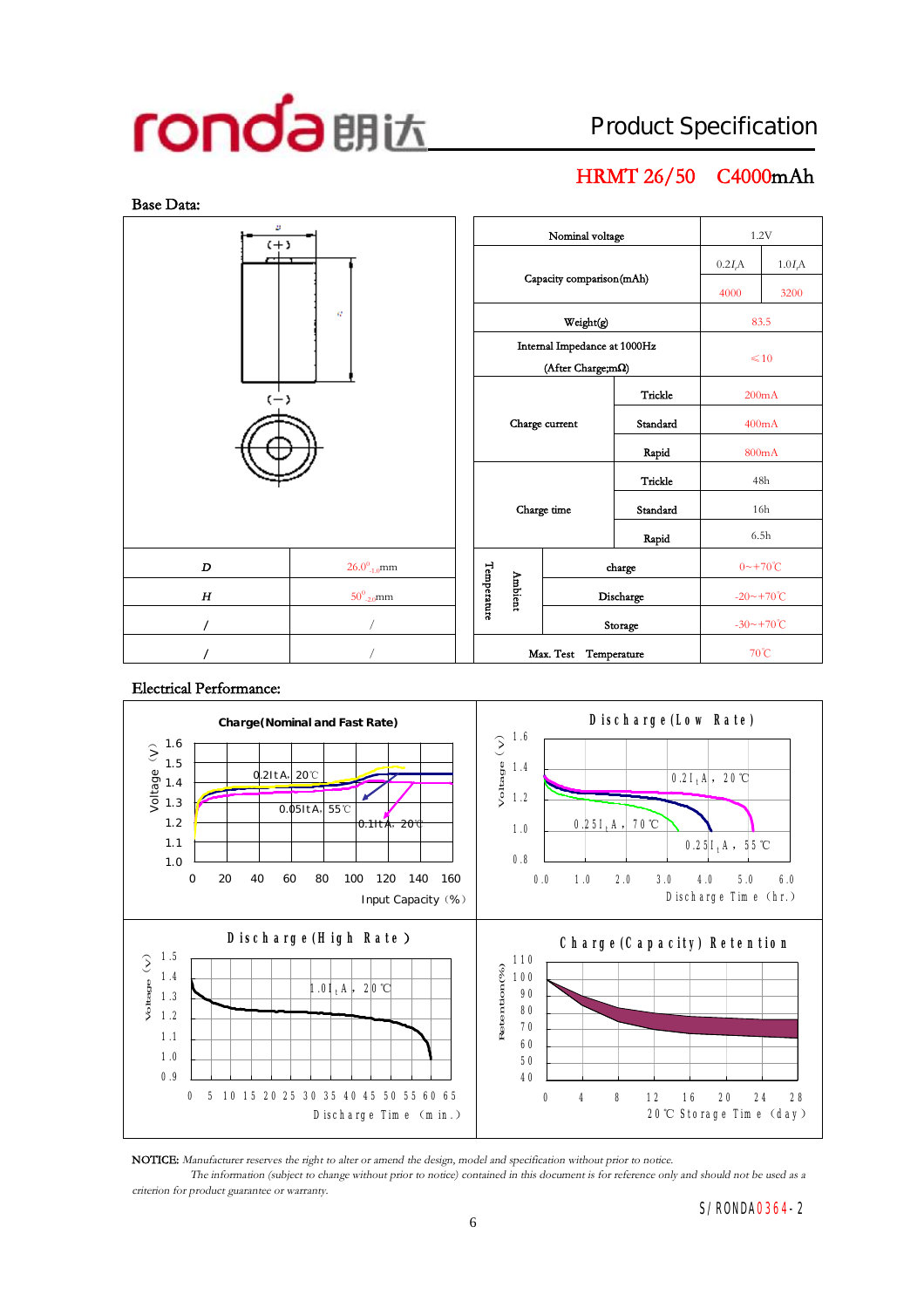# ronda 朗达 Product Specification

## HRMT 26/50 C4000mAh

Base Data:

| | |
|---|---|
| D | $26.0^{0}_{-1.0}$mm |
| H | $50^{0}_{-2.0}$mm |
| / | / |
| / | / |

| | | | |
|---|---|---|---|
| Nominal voltage | | 1.2V | |
| Capacity comparison(mAh) | | $0.2I_tA$ | $1.0I_tA$ |
| | | 4000 | 3200 |
| Weight(g) | | 83.5 | |
| Internal Impedance at 1000Hz (After Charge;mΩ) | | ≤10 | |
| Charge current | Trickle | 200mA | |
| | Standard | 400mA | |
| | Rapid | 800mA | |
| Charge time | Trickle | 48h | |
| | Standard | 16h | |
| | Rapid | 6.5h | |
| Ambient Temperature | charge | 0~+70℃ | |
| | Discharge | -20~+70℃ | |
| | Storage | -30~+70℃ | |
| Max. Test Temperature | | 70℃ | |

Electrical Performance:

**Charge(Nominal and Fast Rate)** — Voltage (V) vs. Input Capacity (%); curves: 0.2ItA, 20℃; 0.05ItA, 55℃; 0.1ItA, 20℃

**Discharge(Low Rate)** — Voltage (v) vs. Discharge Time (hr.); curves: $0.2I_tA$, 20℃; $0.25I_tA$, 70℃; $0.25I_tA$, 55℃

**Discharge(High Rate)** — Voltage (v) vs. Discharge Time (min.); curve: $1.0I_tA$, 20℃

**Charge(Capacity) Retention** — Retention(%) vs. 20℃ Storage Time (day)

NOTICE: *Manufacturer reserves the right to alter or amend the design, model and specification without prior to notice.*
*The information (subject to change without prior to notice) contained in this document is for reference only and should not be used as a criterion for product guarantee or warranty.*

S/RONDA0364-2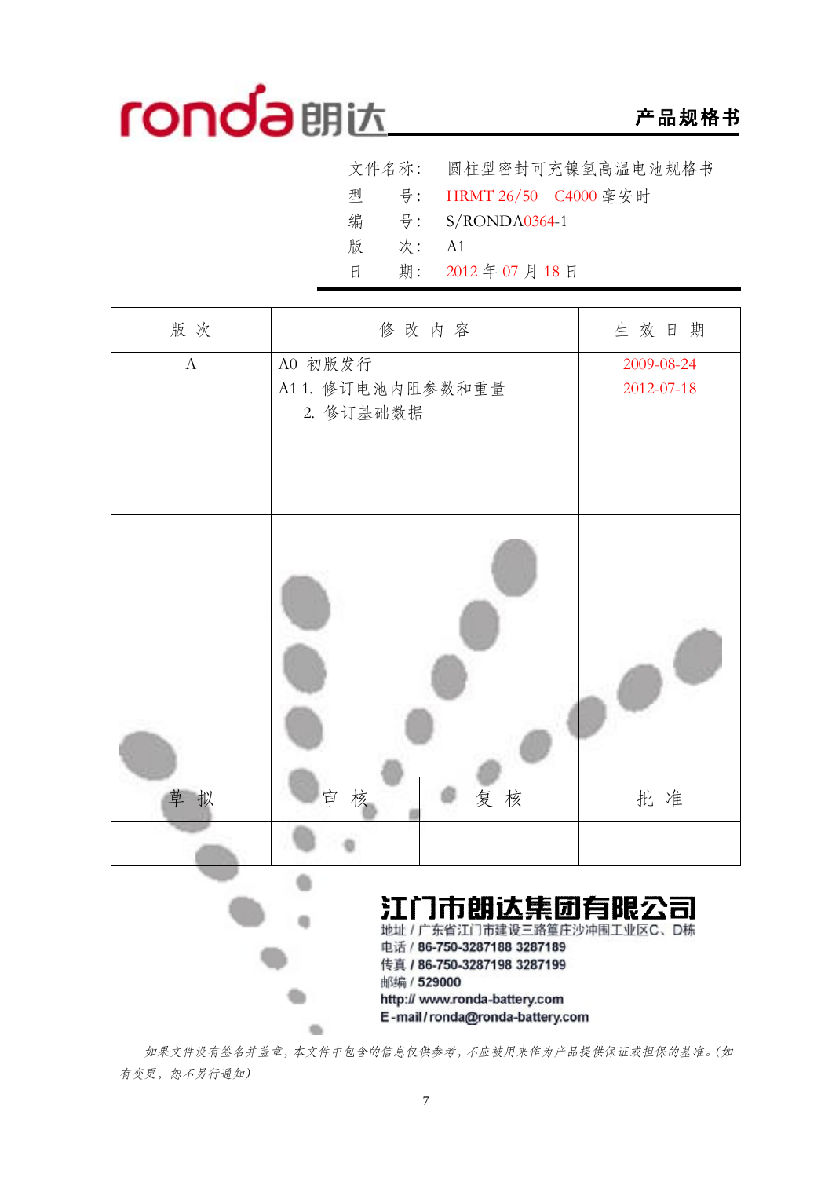ronda朗达 **产品规格书**

文件名称： 圆柱型密封可充镍氢高温电池规格书

型　　号： HRMT 26/50　C4000 毫安时

编　　号： S/RONDA0364-1

版　　次： A1

日　　期： 2012 年 07 月 18 日

| 版 次 | 修 改 内 容 | | 生 效 日 期 |
|---|---|---|---|
| A | A0 初版发行<br>A1 1. 修订电池内阻参数和重量<br>2. 修订基础数据 | | 2009-08-24<br>2012-07-18 |
| | | | |
| | | | |
| | | | |
| 草 拟 | 审 核 | 复 核 | 批 准 |
| | | | |

**江门市朗达集团有限公司**

地址 / 广东省江门市建设三路篁庄沙冲围工业区C、D栋

电话 / 86-750-3287188 3287189

传真 / 86-750-3287198 3287199

邮编 / 529000

http:// www.ronda-battery.com

E-mail / ronda@ronda-battery.com

*如果文件没有签名并盖章，本文件中包含的信息仅供参考，不应被用来作为产品提供保证或担保的基准。(如有变更，恕不另行通知)*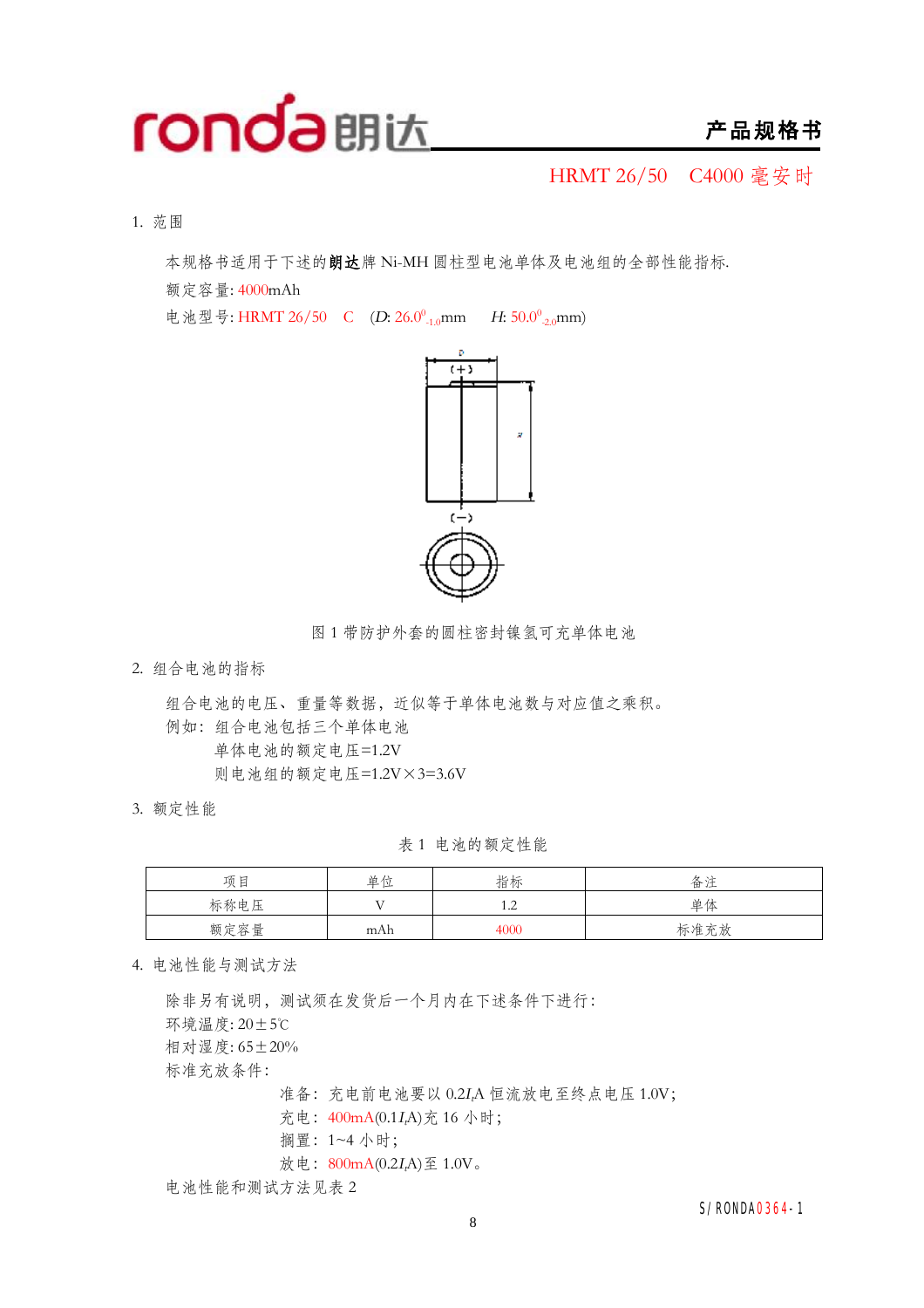产品规格书

HRMT 26/50　C4000 毫安时

## 1. 范围

本规格书适用于下述的**朗达**牌 Ni-MH 圆柱型电池单体及电池组的全部性能指标.

额定容量: 4000mAh

电池型号: HRMT 26/50　C　($D$: $26.0^{0}_{-1.0}$mm　$H$: $50.0^{0}_{-2.0}$mm)

图 1 带防护外套的圆柱密封镍氢可充单体电池

## 2. 组合电池的指标

组合电池的电压、重量等数据，近似等于单体电池数与对应值之乘积。

例如：组合电池包括三个单体电池

单体电池的额定电压=1.2V

则电池组的额定电压=1.2V×3=3.6V

## 3. 额定性能

表 1 电池的额定性能

| 项目 | 单位 | 指标 | 备注 |
|---|---|---|---|
| 标称电压 | V | 1.2 | 单体 |
| 额定容量 | mAh | 4000 | 标准充放 |

## 4. 电池性能与测试方法

除非另有说明，测试须在发货后一个月内在下述条件下进行:

环境温度: 20±5℃

相对湿度: 65±20%

标准充放条件:

准备：充电前电池要以 $0.2I_t$A 恒流放电至终点电压 1.0V;

充电：400mA($0.1I_t$A)充 16 小时;

搁置：1~4 小时;

放电：800mA($0.2I_t$A)至 1.0V。

电池性能和测试方法见表 2

S/RONDA0364-1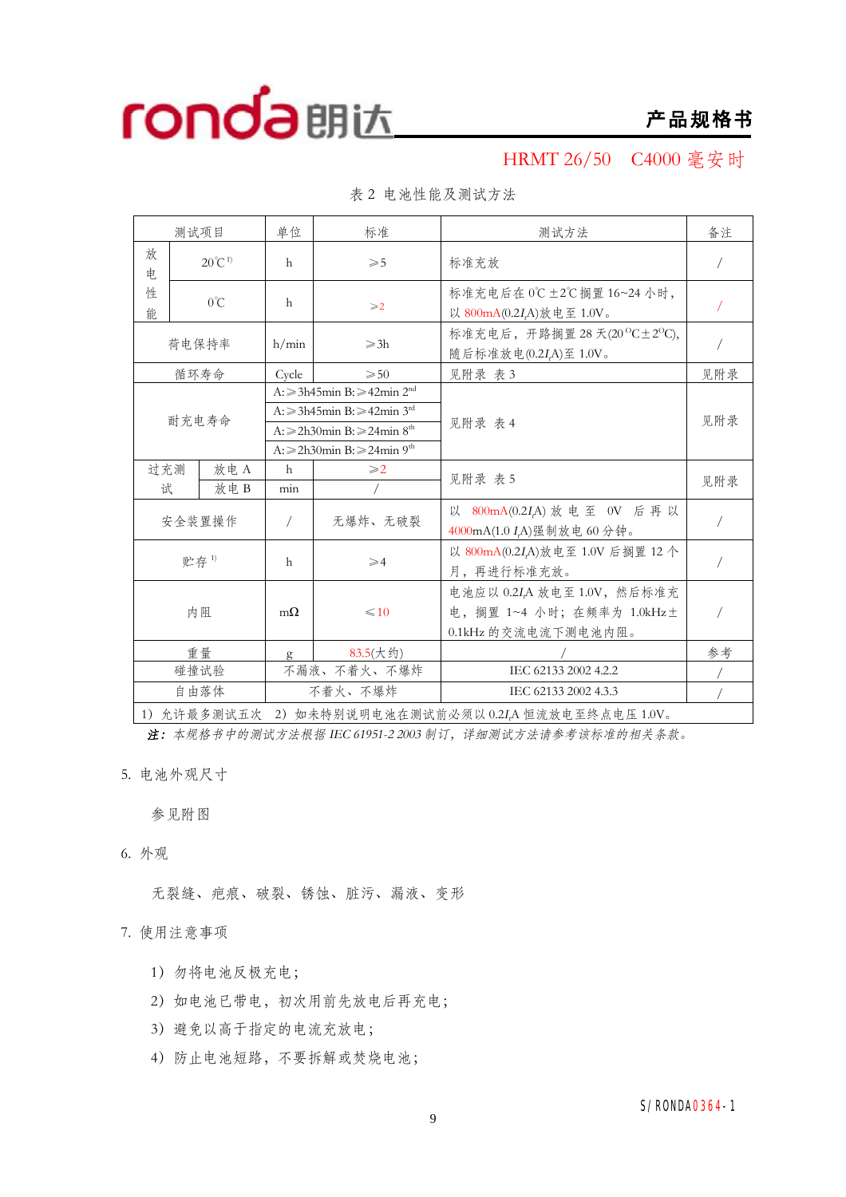HRMT 26/50　C4000 毫安时

表 2 电池性能及测试方法

| 测试项目 | | 单位 | 标准 | 测试方法 | 备注 |
|---|---|---|---|---|---|
| 放电性能 | 20℃[1] | h | ⩾5 | 标准充放 | / |
| | 0℃ | h | ⩾2 | 标准充电后在 0℃ ±2℃搁置 16~24 小时，以 800mA(0.2$I_t$A)放电至 1.0V。 | / |
| 荷电保持率 | | h/min | ⩾3h | 标准充电后，开路搁置 28 天(20°C±2°C)，随后标准放电(0.2$I_t$A)至 1.0V。 | / |
| 循环寿命 | | Cycle | ⩾50 | 见附录 表 3 | 见附录 |
| 耐充电寿命 | | | A:⩾3h45min B:⩾42min 2nd | 见附录 表 4 | 见附录 |
| | | | A:⩾3h45min B:⩾42min 3rd | | |
| | | | A:⩾2h30min B:⩾24min 8th | | |
| | | | A:⩾2h30min B:⩾24min 9th | | |
| 过充测试 | 放电 A | h | ⩾2 | 见附录 表 5 | 见附录 |
| | 放电 B | min | / | | |
| 安全装置操作 | | / | 无爆炸、无破裂 | 以 800mA(0.2$I_t$A) 放电至 0V 后再以 4000mA(1.0 $I_t$A)强制放电 60 分钟。 | / |
| 贮存[1] | | h | ⩾4 | 以 800mA(0.2$I_t$A)放电至 1.0V 后搁置 12 个月，再进行标准充放。 | / |
| 内阻 | | mΩ | ⩽10 | 电池应以 0.2$I_t$A 放电至 1.0V，然后标准充电，搁置 1~4 小时；在频率为 1.0kHz±0.1kHz 的交流电流下测电池内阻。 | / |
| 重量 | | g | 83.5(大约) | / | 参考 |
| 碰撞试验 | | 不漏液、不着火、不爆炸 | | IEC 62133 2002 4.2.2 | / |
| 自由落体 | | 不着火、不爆炸 | | IEC 62133 2002 4.3.3 | / |
| 1) 允许最多测试五次　2) 如未特别说明电池在测试前必须以 0.2$I_t$A 恒流放电至终点电压 1.0V。 | | | | | |

***注：*** *本规格书中的测试方法根据 IEC 61951-2 2003 制订，详细测试方法请参考该标准的相关条款。*

5. 电池外观尺寸

参见附图

6. 外观

无裂缝、疤痕、破裂、锈蚀、脏污、漏液、变形

7. 使用注意事项

1）勿将电池反极充电；

2）如电池已带电，初次用前先放电后再充电；

3）避免以高于指定的电流充放电；

4）防止电池短路，不要拆解或焚烧电池；

S/RONDA0364-1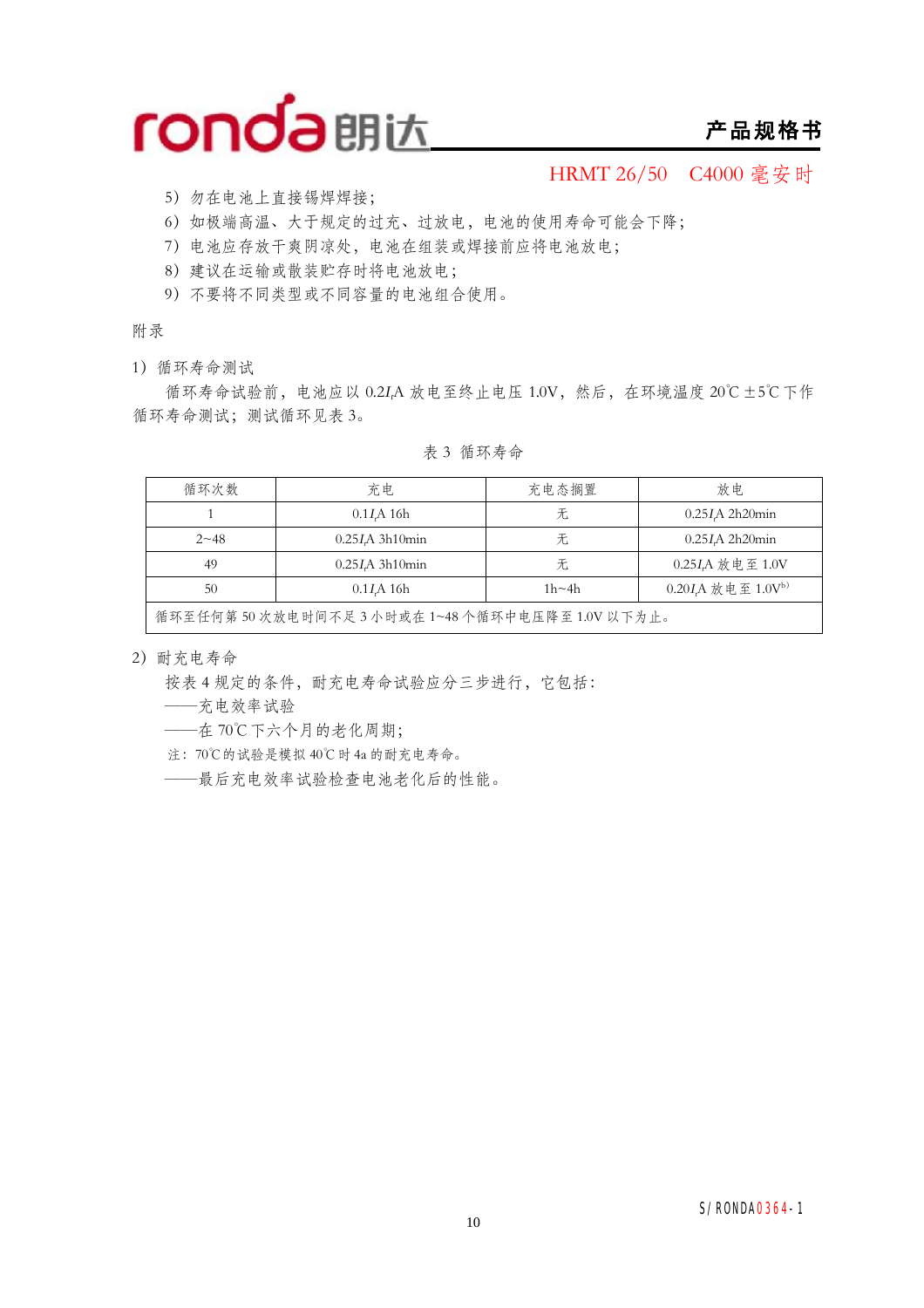5）勿在电池上直接锡焊焊接；

6）如极端高温、大于规定的过充、过放电，电池的使用寿命可能会下降；

7）电池应存放干爽阴凉处，电池在组装或焊接前应将电池放电；

8）建议在运输或散装贮存时将电池放电；

9）不要将不同类型或不同容量的电池组合使用。

附录

1）循环寿命测试

循环寿命试验前，电池应以 $0.2I_t$A 放电至终止电压 1.0V，然后，在环境温度 20℃±5℃下作循环寿命测试；测试循环见表 3。

表 3 循环寿命

| 循环次数 | 充电 | 充电态搁置 | 放电 |
|---|---|---|---|
| 1 | $0.1I_t$A 16h | 无 | $0.25I_t$A 2h20min |
| 2~48 | $0.25I_t$A 3h10min | 无 | $0.25I_t$A 2h20min |
| 49 | $0.25I_t$A 3h10min | 无 | $0.25I_t$A 放电至 1.0V |
| 50 | $0.1I_t$A 16h | 1h~4h | $0.20I_t$A 放电至 1.0V[b)] |
| 循环至任何第 50 次放电时间不足 3 小时或在 1~48 个循环中电压降至 1.0V 以下为止。 | | | |

2）耐充电寿命

按表 4 规定的条件，耐充电寿命试验应分三步进行，它包括：

——充电效率试验

——在 70℃下六个月的老化周期；

注：70℃的试验是模拟 40℃时 4a 的耐充电寿命。

——最后充电效率试验检查电池老化后的性能。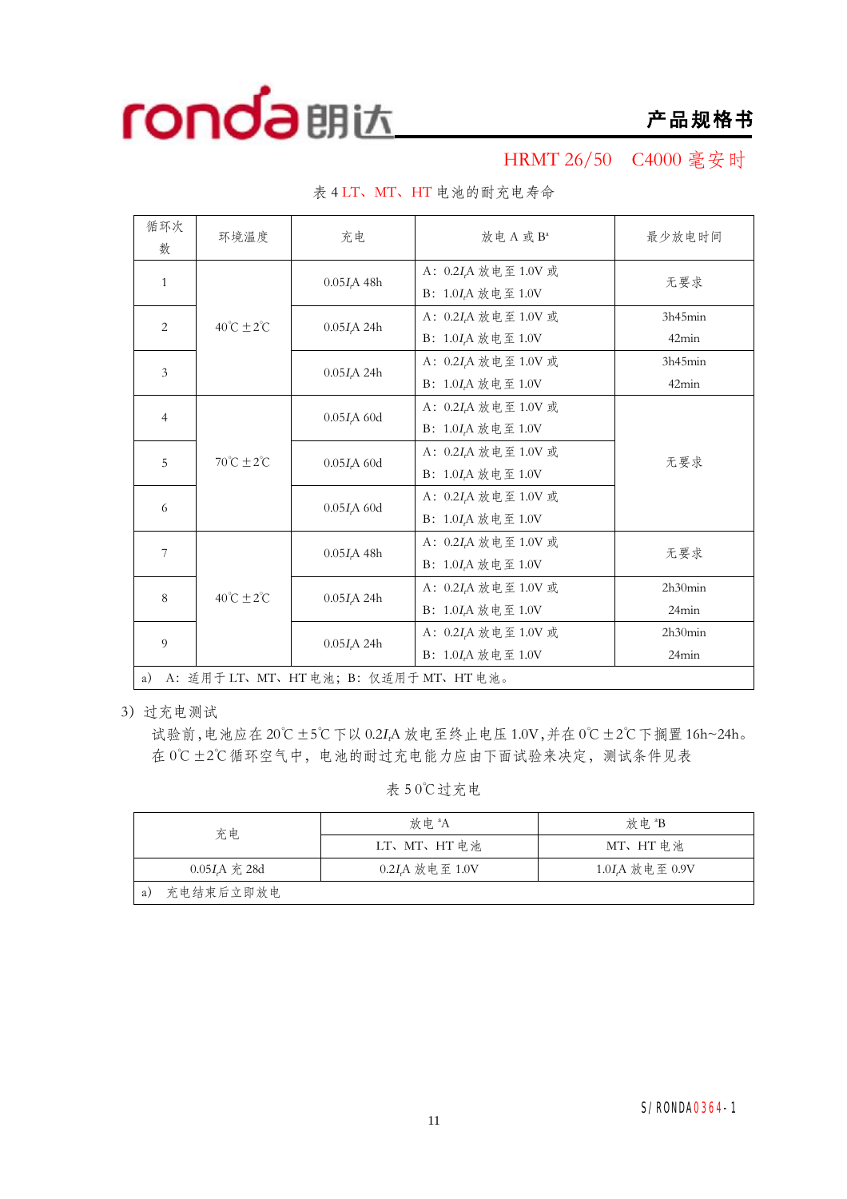HRMT 26/50　C4000 毫安时

表 4 LT、MT、HT 电池的耐充电寿命

| 循环次数 | 环境温度 | 充电 | 放电 A 或 B[a] | 最少放电时间 |
|---|---|---|---|---|
| 1 | 40℃±2℃ | 0.05$I_t$A 48h | A：0.2$I_t$A 放电至 1.0V 或<br>B：1.0$I_t$A 放电至 1.0V | 无要求 |
| 2 | | 0.05$I_t$A 24h | A：0.2$I_t$A 放电至 1.0V 或<br>B：1.0$I_t$A 放电至 1.0V | 3h45min<br>42min |
| 3 | | 0.05$I_t$A 24h | A：0.2$I_t$A 放电至 1.0V 或<br>B：1.0$I_t$A 放电至 1.0V | 3h45min<br>42min |
| 4 | 70℃±2℃ | 0.05$I_t$A 60d | A：0.2$I_t$A 放电至 1.0V 或<br>B：1.0$I_t$A 放电至 1.0V | 无要求 |
| 5 | | 0.05$I_t$A 60d | A：0.2$I_t$A 放电至 1.0V 或<br>B：1.0$I_t$A 放电至 1.0V | |
| 6 | | 0.05$I_t$A 60d | A：0.2$I_t$A 放电至 1.0V 或<br>B：1.0$I_t$A 放电至 1.0V | |
| 7 | 40℃±2℃ | 0.05$I_t$A 48h | A：0.2$I_t$A 放电至 1.0V 或<br>B：1.0$I_t$A 放电至 1.0V | 无要求 |
| 8 | | 0.05$I_t$A 24h | A：0.2$I_t$A 放电至 1.0V 或<br>B：1.0$I_t$A 放电至 1.0V | 2h30min<br>24min |
| 9 | | 0.05$I_t$A 24h | A：0.2$I_t$A 放电至 1.0V 或<br>B：1.0$I_t$A 放电至 1.0V | 2h30min<br>24min |

a) A：适用于 LT、MT、HT 电池；B：仅适用于 MT、HT 电池。

3) 过充电测试

试验前，电池应在 20℃±5℃ 下以 0.2$I_t$A 放电至终止电压 1.0V，并在 0℃±2℃ 下搁置 16h~24h。在 0℃±2℃ 循环空气中，电池的耐过充电能力应由下面试验来决定，测试条件见表

表 5 0℃过充电

| 充电 | 放电[a]A | 放电[a]B |
|---|---|---|
| | LT、MT、HT 电池 | MT、HT 电池 |
| 0.05$I_t$A 充 28d | 0.2$I_t$A 放电至 1.0V | 1.0$I_t$A 放电至 0.9V |

a) 充电结束后立即放电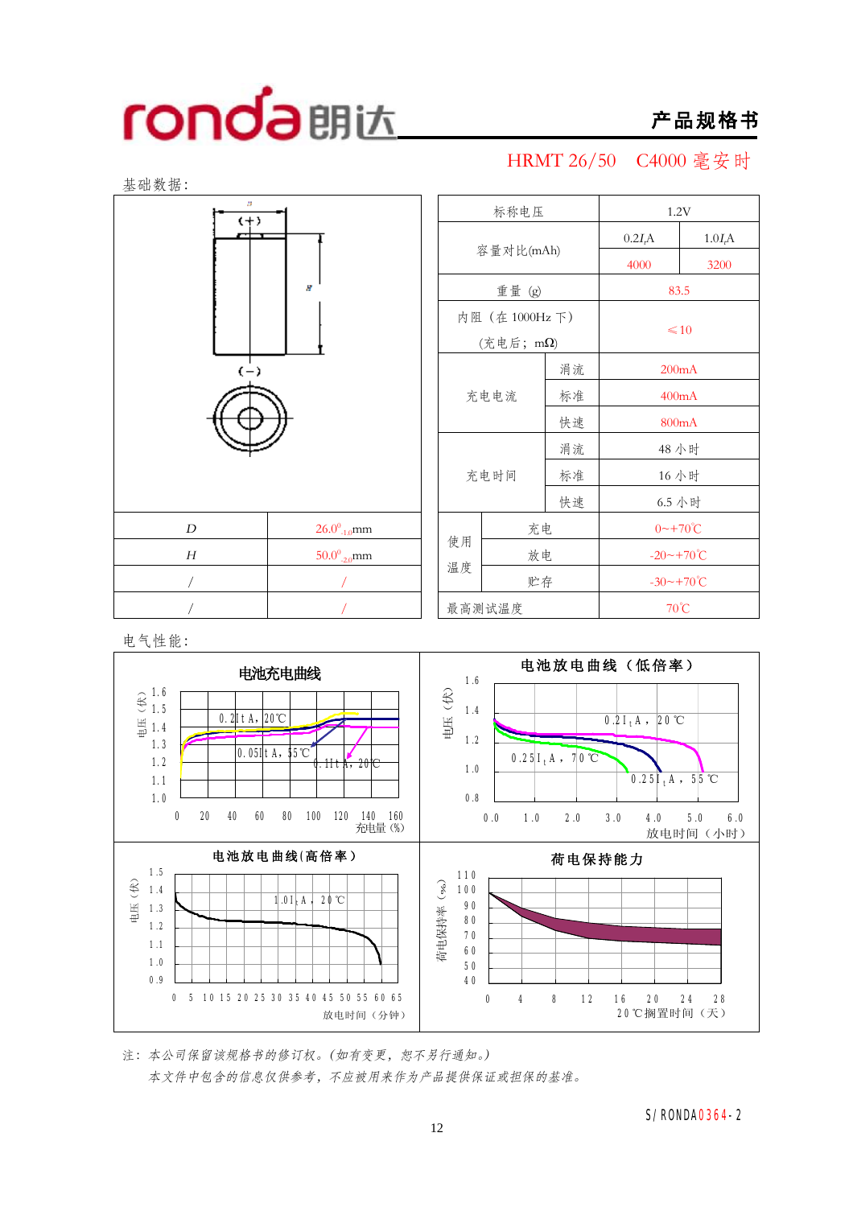ronda朗达 **产品规格书**

## HRMT 26/50 C4000 毫安时

基础数据：

| | |
|---|---|
| D | $26.0^{0}_{-1.0}$mm |
| H | $50.0^{0}_{-2.0}$mm |
| / | / |
| / | / |

| | | | |
|---|---|---|---|
| 标称电压 | | 1.2V | |
| 容量对比(mAh) | | $0.2I_tA$ | $1.0I_tA$ |
| | | 4000 | 3200 |
| 重量 (g) | | 83.5 | |
| 内阻（在 1000Hz 下）（充电后；mΩ) | | ≤10 | |
| 充电电流 | 涓流 | 200mA | |
| | 标准 | 400mA | |
| | 快速 | 800mA | |
| 充电时间 | 涓流 | 48 小时 | |
| | 标准 | 16 小时 | |
| | 快速 | 6.5 小时 | |
| 使用温度 | 充电 | 0~+70℃ | |
| | 放电 | -20~+70℃ | |
| | 贮存 | -30~+70℃ | |
| 最高测试温度 | | 70℃ | |

电气性能：

**电池充电曲线**

电压（伏）
1.6
1.5
1.4
1.3
1.2
1.1
1.0
0 20 40 60 80 100 120 140 160
充电量（%）
0.2It A，20℃
0.05It A，55℃
0.1It A，20℃

**电池放电曲线（低倍率）**

电压（伏）
1.6
1.4
1.2
1.0
0.8
0.0 1.0 2.0 3.0 4.0 5.0 6.0
放电时间（小时）
$0.2I_tA$，20℃
$0.25I_tA$，70℃
$0.25I_tA$，55℃

**电池放电曲线(高倍率）**

电压（伏）
1.5
1.4
1.3
1.2
1.1
1.0
0.9
0 5 10 15 20 25 30 35 40 45 50 55 60 65
放电时间（分钟）
$1.0I_tA$，20℃

**荷电保持能力**

荷电保持率（%）
110
100
90
80
70
60
50
40
0 4 8 12 16 20 24 28
20℃搁置时间（天）

注：本公司保留该规格书的修订权。(如有变更，恕不另行通知。)
本文件中包含的信息仅供参考，不应被用来作为产品提供保证或担保的基准。

S/RONDA0364-2